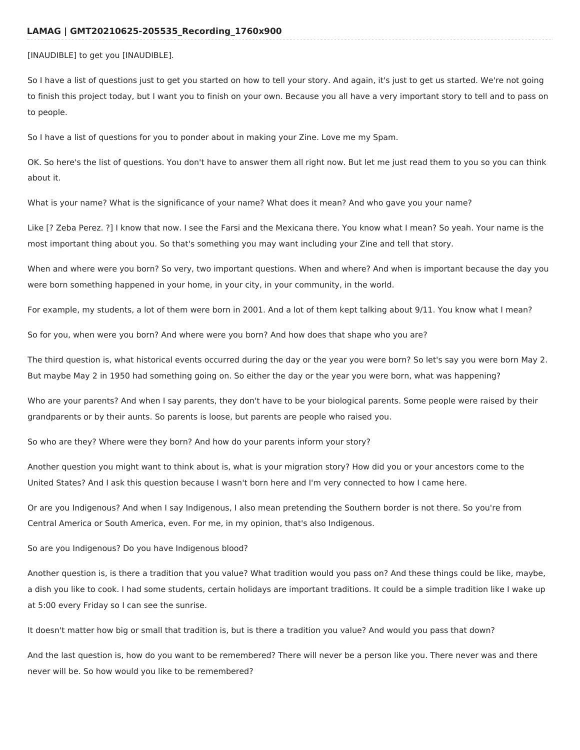# LAMAG | GMT20210625-205535_Recording_1760x900

[INAUDIBLE] to get you [INAUDIBLE].

So I have a list of questions just to get you started on how to tell your story. And again, it's just to get us started. We're not going to finish this project today, but I want you to finish on your own. Because you all have a very important story to tell and to pass on to people.

So I have a list of questions for you to ponder about in making your Zine. Love me my Spam.

OK. So here's the list of questions. You don't have to answer them all right now. But let me just read them to you so you can think about it.

What is your name? What is the significance of your name? What does it mean? And who gave you your name?

Like [? Zeba Perez. ?] I know that now. I see the Farsi and the Mexicana there. You know what I mean? So yeah. Your name is the most important thing about you. So that's something you may want including your Zine and tell that story.

When and where were you born? So very, two important questions. When and where? And when is important because the day you were born something happened in your home, in your city, in your community, in the world.

For example, my students, a lot of them were born in 2001. And a lot of them kept talking about 9/11. You know what I mean?

So for you, when were you born? And where were you born? And how does that shape who you are?

The third question is, what historical events occurred during the day or the year you were born? So let's say you were born May 2. But maybe May 2 in 1950 had something going on. So either the day or the year you were born, what was happening?

Who are your parents? And when I say parents, they don't have to be your biological parents. Some people were raised by their grandparents or by their aunts. So parents is loose, but parents are people who raised you.

So who are they? Where were they born? And how do your parents inform your story?

Another question you might want to think about is, what is your migration story? How did you or your ancestors come to the United States? And I ask this question because I wasn't born here and I'm very connected to how I came here.

Or are you Indigenous? And when I say Indigenous, I also mean pretending the Southern border is not there. So you're from Central America or South America, even. For me, in my opinion, that's also Indigenous.

So are you Indigenous? Do you have Indigenous blood?

Another question is, is there a tradition that you value? What tradition would you pass on? And these things could be like, maybe, a dish you like to cook. I had some students, certain holidays are important traditions. It could be a simple tradition like I wake up at 5:00 every Friday so I can see the sunrise.

It doesn't matter how big or small that tradition is, but is there a tradition you value? And would you pass that down?

And the last question is, how do you want to be remembered? There will never be a person like you. There never was and there never will be. So how would you like to be remembered?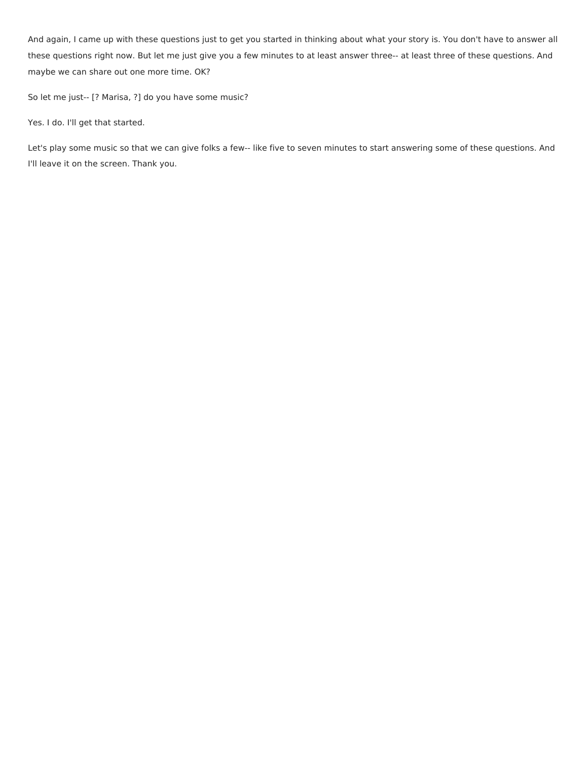And again, I came up with these questions just to get you started in thinking about what your story is. You don't have to answer all these questions right now. But let me just give you a few minutes to at least answer three-- at least three of these questions. And maybe we can share out one more time. OK?

So let me just-- [? Marisa, ?] do you have some music?

Yes. I do. I'll get that started.

Let's play some music so that we can give folks a few-- like five to seven minutes to start answering some of these questions. And I'll leave it on the screen. Thank you.